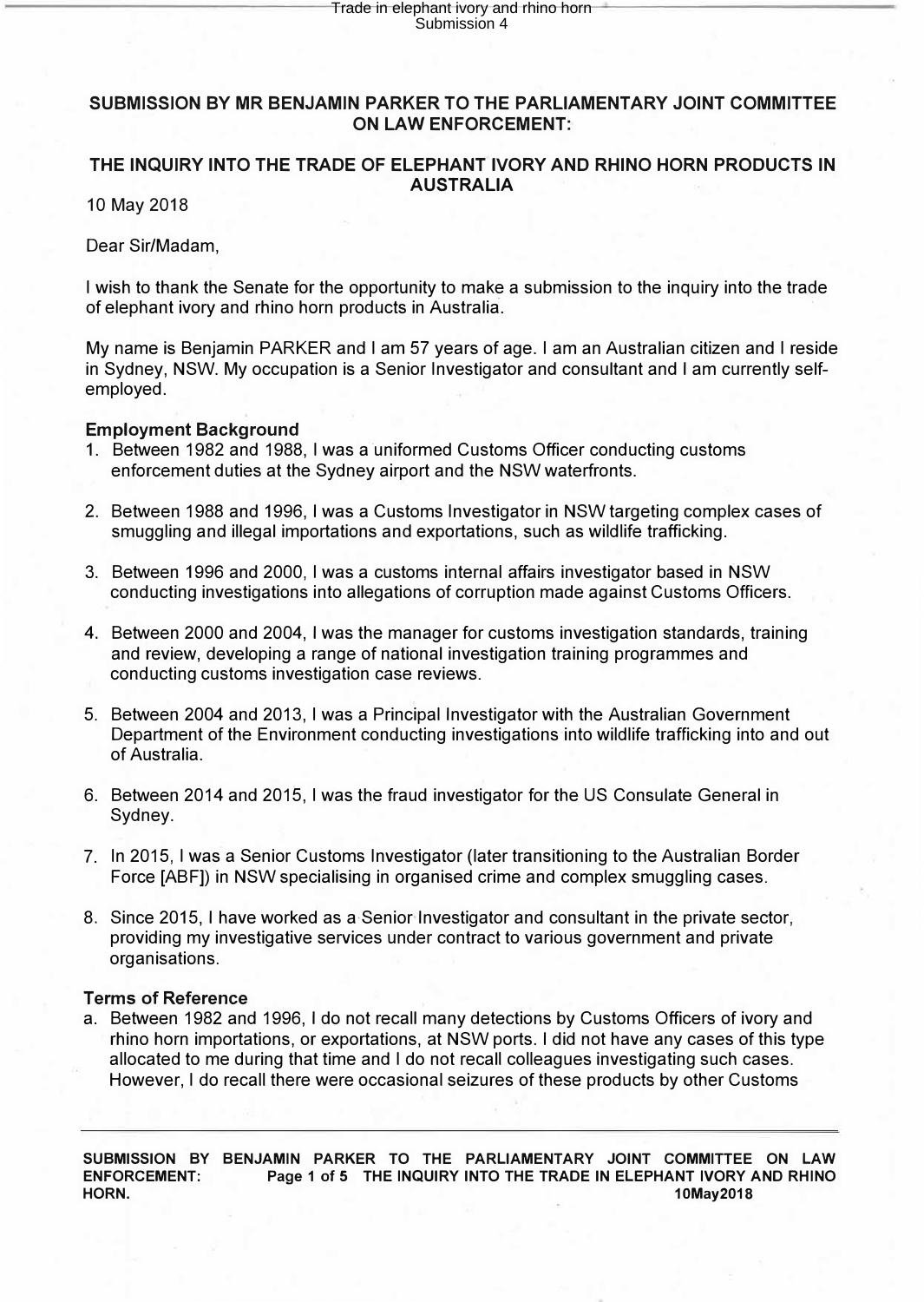# SUBMISSION BY MR BENJAMIN PARKER TO THE PARLIAMENTARY JOINT COMMITTEE ON LAW ENFORCEMENT:

## THE INQUIRY INTO THE TRADE OF ELEPHANT IVORY AND RHINO HORN PRODUCTS IN AUSTRALIA

10 May 2018

Dear Sir/Madam,

I wish to thank the Senate for the opportunity to make a submission to the inquiry into the trade of elephant ivory and rhino horn products in Australia.

My name is Benjamin PARKER and I am 57 years of age. I am an Australian citizen and I reside in Sydney, NSW. My occupation is a Senior Investigator and consultant and I am currently self-employed.

### Employment Background

1. Between 1982 and 1988, I was a uniformed Customs Officer conducting customs enforcement duties at the Sydney airport and the NSW waterfronts.

2. Between 1988 and 1996, I was a Customs Investigator in NSW targeting complex cases of smuggling and illegal importations and exportations, such as wildlife trafficking.

3. Between 1996 and 2000, I was a customs internal affairs investigator based in NSW conducting investigations into allegations of corruption made against Customs Officers.

4. Between 2000 and 2004, I was the manager for customs investigation standards, training and review, developing a range of national investigation training programmes and conducting customs investigation case reviews.

5. Between 2004 and 2013, I was a Principal Investigator with the Australian Government Department of the Environment conducting investigations into wildlife trafficking into and out of Australia.

6. Between 2014 and 2015, I was the fraud investigator for the US Consulate General in Sydney.

7. In 2015, I was a Senior Customs Investigator (later transitioning to the Australian Border Force [ABF]) in NSW specialising in organised crime and complex smuggling cases.

8. Since 2015, I have worked as a Senior Investigator and consultant in the private sector, providing my investigative services under contract to various government and private organisations.

### Terms of Reference

a. Between 1982 and 1996, I do not recall many detections by Customs Officers of ivory and rhino horn importations, or exportations, at NSW ports. I did not have any cases of this type allocated to me during that time and I do not recall colleagues investigating such cases. However, I do recall there were occasional seizures of these products by other Customs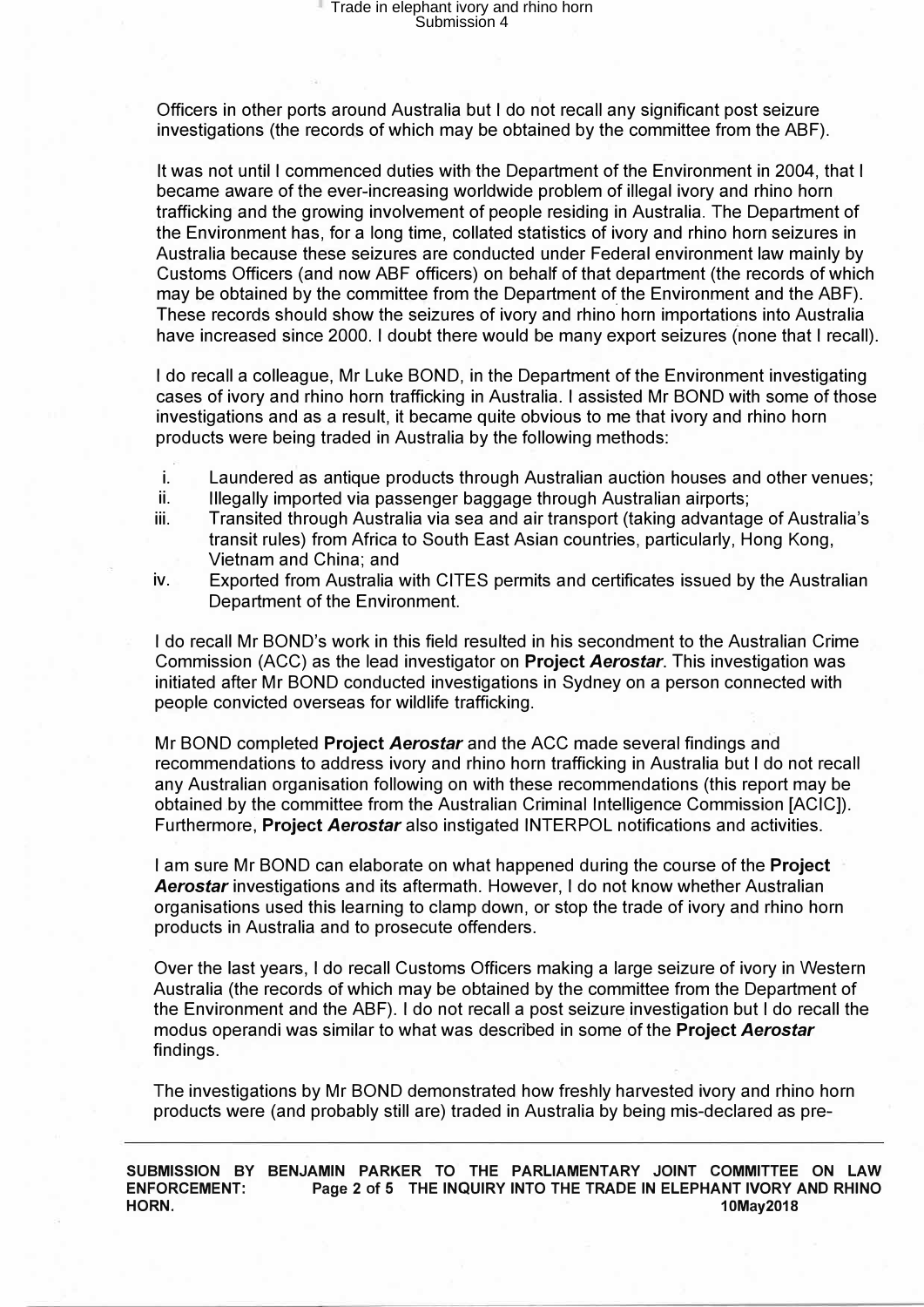Officers in other ports around Australia but I do not recall any significant post seizure investigations (the records of which may be obtained by the committee from the ABF).

It was not until I commenced duties with the Department of the Environment in 2004, that I became aware of the ever-increasing worldwide problem of illegal ivory and rhino horn trafficking and the growing involvement of people residing in Australia. The Department of the Environment has, for a long time, collated statistics of ivory and rhino horn seizures in Australia because these seizures are conducted under Federal environment law mainly by Customs Officers (and now ABF officers) on behalf of that department (the records of which may be obtained by the committee from the Department of the Environment and the ABF). These records should show the seizures of ivory and rhino horn importations into Australia have increased since 2000. I doubt there would be many export seizures (none that I recall).

I do recall a colleague, Mr Luke BOND, in the Department of the Environment investigating cases of ivory and rhino horn trafficking in Australia. I assisted Mr BOND with some of those investigations and as a result, it became quite obvious to me that ivory and rhino horn products were being traded in Australia by the following methods:

i. Laundered as antique products through Australian auction houses and other venues;
ii. Illegally imported via passenger baggage through Australian airports;
iii. Transited through Australia via sea and air transport (taking advantage of Australia's transit rules) from Africa to South East Asian countries, particularly, Hong Kong, Vietnam and China; and
iv. Exported from Australia with CITES permits and certificates issued by the Australian Department of the Environment.

I do recall Mr BOND's work in this field resulted in his secondment to the Australian Crime Commission (ACC) as the lead investigator on **Project *Aerostar***. This investigation was initiated after Mr BOND conducted investigations in Sydney on a person connected with people convicted overseas for wildlife trafficking.

Mr BOND completed **Project *Aerostar*** and the ACC made several findings and recommendations to address ivory and rhino horn trafficking in Australia but I do not recall any Australian organisation following on with these recommendations (this report may be obtained by the committee from the Australian Criminal Intelligence Commission [ACIC]). Furthermore, **Project *Aerostar*** also instigated INTERPOL notifications and activities.

I am sure Mr BOND can elaborate on what happened during the course of the **Project *Aerostar*** investigations and its aftermath. However, I do not know whether Australian organisations used this learning to clamp down, or stop the trade of ivory and rhino horn products in Australia and to prosecute offenders.

Over the last years, I do recall Customs Officers making a large seizure of ivory in Western Australia (the records of which may be obtained by the committee from the Department of the Environment and the ABF). I do not recall a post seizure investigation but I do recall the modus operandi was similar to what was described in some of the **Project *Aerostar*** findings.

The investigations by Mr BOND demonstrated how freshly harvested ivory and rhino horn products were (and probably still are) traded in Australia by being mis-declared as pre-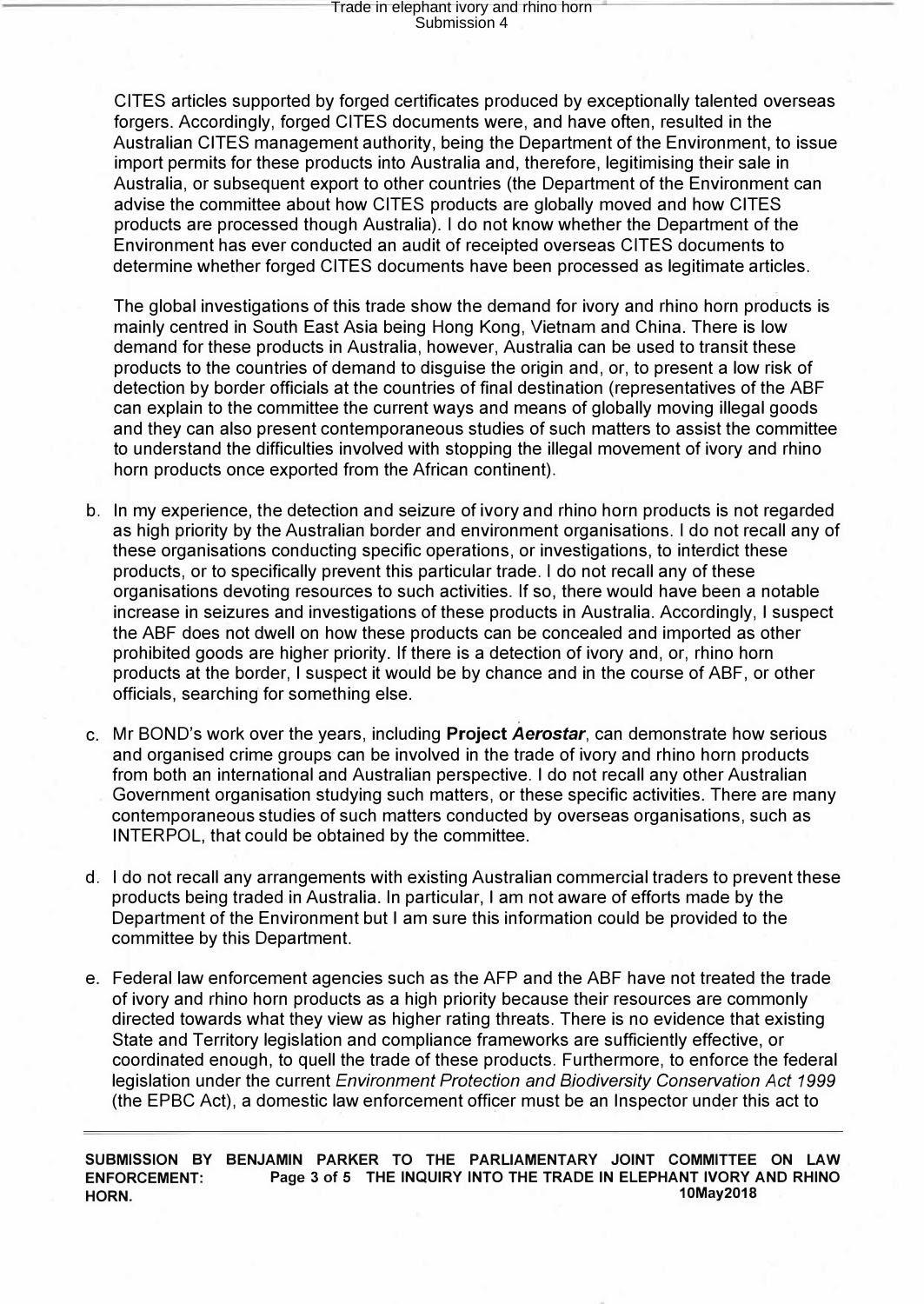CITES articles supported by forged certificates produced by exceptionally talented overseas forgers. Accordingly, forged CITES documents were, and have often, resulted in the Australian CITES management authority, being the Department of the Environment, to issue import permits for these products into Australia and, therefore, legitimising their sale in Australia, or subsequent export to other countries (the Department of the Environment can advise the committee about how CITES products are globally moved and how CITES products are processed though Australia). I do not know whether the Department of the Environment has ever conducted an audit of receipted overseas CITES documents to determine whether forged CITES documents have been processed as legitimate articles.

The global investigations of this trade show the demand for ivory and rhino horn products is mainly centred in South East Asia being Hong Kong, Vietnam and China. There is low demand for these products in Australia, however, Australia can be used to transit these products to the countries of demand to disguise the origin and, or, to present a low risk of detection by border officials at the countries of final destination (representatives of the ABF can explain to the committee the current ways and means of globally moving illegal goods and they can also present contemporaneous studies of such matters to assist the committee to understand the difficulties involved with stopping the illegal movement of ivory and rhino horn products once exported from the African continent).

b. In my experience, the detection and seizure of ivory and rhino horn products is not regarded as high priority by the Australian border and environment organisations. I do not recall any of these organisations conducting specific operations, or investigations, to interdict these products, or to specifically prevent this particular trade. I do not recall any of these organisations devoting resources to such activities. If so, there would have been a notable increase in seizures and investigations of these products in Australia. Accordingly, I suspect the ABF does not dwell on how these products can be concealed and imported as other prohibited goods are higher priority. If there is a detection of ivory and, or, rhino horn products at the border, I suspect it would be by chance and in the course of ABF, or other officials, searching for something else.

c. Mr BOND's work over the years, including **Project *Aerostar***, can demonstrate how serious and organised crime groups can be involved in the trade of ivory and rhino horn products from both an international and Australian perspective. I do not recall any other Australian Government organisation studying such matters, or these specific activities. There are many contemporaneous studies of such matters conducted by overseas organisations, such as INTERPOL, that could be obtained by the committee.

d. I do not recall any arrangements with existing Australian commercial traders to prevent these products being traded in Australia. In particular, I am not aware of efforts made by the Department of the Environment but I am sure this information could be provided to the committee by this Department.

e. Federal law enforcement agencies such as the AFP and the ABF have not treated the trade of ivory and rhino horn products as a high priority because their resources are commonly directed towards what they view as higher rating threats. There is no evidence that existing State and Territory legislation and compliance frameworks are sufficiently effective, or coordinated enough, to quell the trade of these products. Furthermore, to enforce the federal legislation under the current *Environment Protection and Biodiversity Conservation Act 1999* (the EPBC Act), a domestic law enforcement officer must be an Inspector under this act to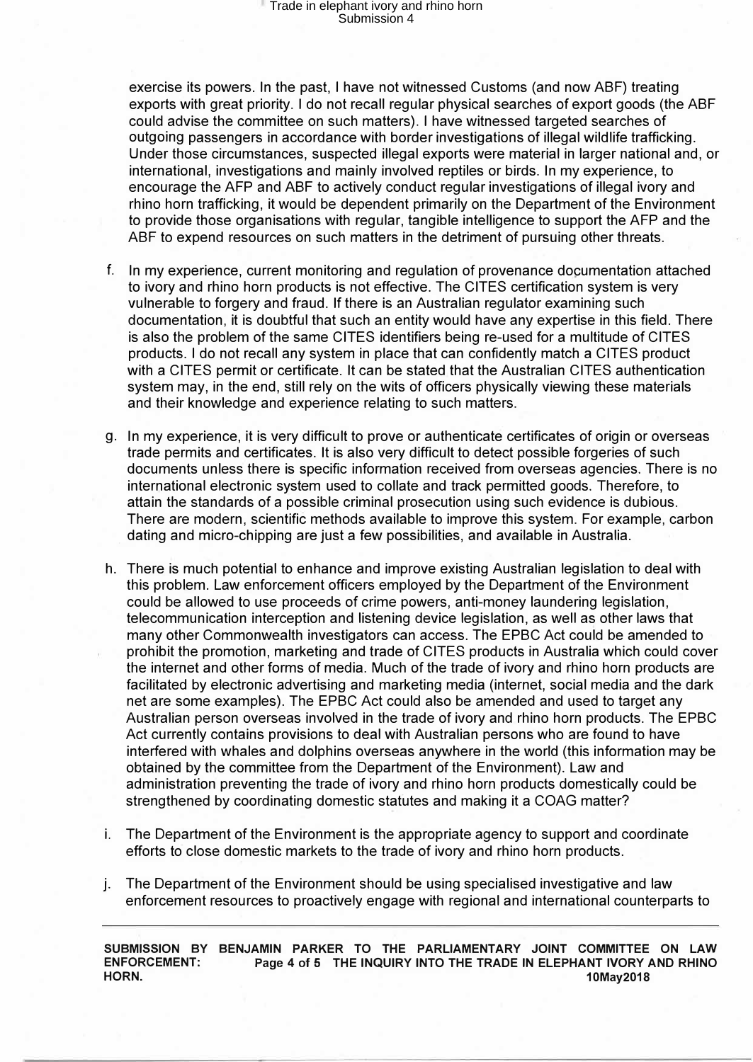exercise its powers. In the past, I have not witnessed Customs (and now ABF) treating exports with great priority. I do not recall regular physical searches of export goods (the ABF could advise the committee on such matters). I have witnessed targeted searches of outgoing passengers in accordance with border investigations of illegal wildlife trafficking. Under those circumstances, suspected illegal exports were material in larger national and, or international, investigations and mainly involved reptiles or birds. In my experience, to encourage the AFP and ABF to actively conduct regular investigations of illegal ivory and rhino horn trafficking, it would be dependent primarily on the Department of the Environment to provide those organisations with regular, tangible intelligence to support the AFP and the ABF to expend resources on such matters in the detriment of pursuing other threats.

f. In my experience, current monitoring and regulation of provenance documentation attached to ivory and rhino horn products is not effective. The CITES certification system is very vulnerable to forgery and fraud. If there is an Australian regulator examining such documentation, it is doubtful that such an entity would have any expertise in this field. There is also the problem of the same CITES identifiers being re-used for a multitude of CITES products. I do not recall any system in place that can confidently match a CITES product with a CITES permit or certificate. It can be stated that the Australian CITES authentication system may, in the end, still rely on the wits of officers physically viewing these materials and their knowledge and experience relating to such matters.

g. In my experience, it is very difficult to prove or authenticate certificates of origin or overseas trade permits and certificates. It is also very difficult to detect possible forgeries of such documents unless there is specific information received from overseas agencies. There is no international electronic system used to collate and track permitted goods. Therefore, to attain the standards of a possible criminal prosecution using such evidence is dubious. There are modern, scientific methods available to improve this system. For example, carbon dating and micro-chipping are just a few possibilities, and available in Australia.

h. There is much potential to enhance and improve existing Australian legislation to deal with this problem. Law enforcement officers employed by the Department of the Environment could be allowed to use proceeds of crime powers, anti-money laundering legislation, telecommunication interception and listening device legislation, as well as other laws that many other Commonwealth investigators can access. The EPBC Act could be amended to prohibit the promotion, marketing and trade of CITES products in Australia which could cover the internet and other forms of media. Much of the trade of ivory and rhino horn products are facilitated by electronic advertising and marketing media (internet, social media and the dark net are some examples). The EPBC Act could also be amended and used to target any Australian person overseas involved in the trade of ivory and rhino horn products. The EPBC Act currently contains provisions to deal with Australian persons who are found to have interfered with whales and dolphins overseas anywhere in the world (this information may be obtained by the committee from the Department of the Environment). Law and administration preventing the trade of ivory and rhino horn products domestically could be strengthened by coordinating domestic statutes and making it a COAG matter?

i. The Department of the Environment is the appropriate agency to support and coordinate efforts to close domestic markets to the trade of ivory and rhino horn products.

j. The Department of the Environment should be using specialised investigative and law enforcement resources to proactively engage with regional and international counterparts to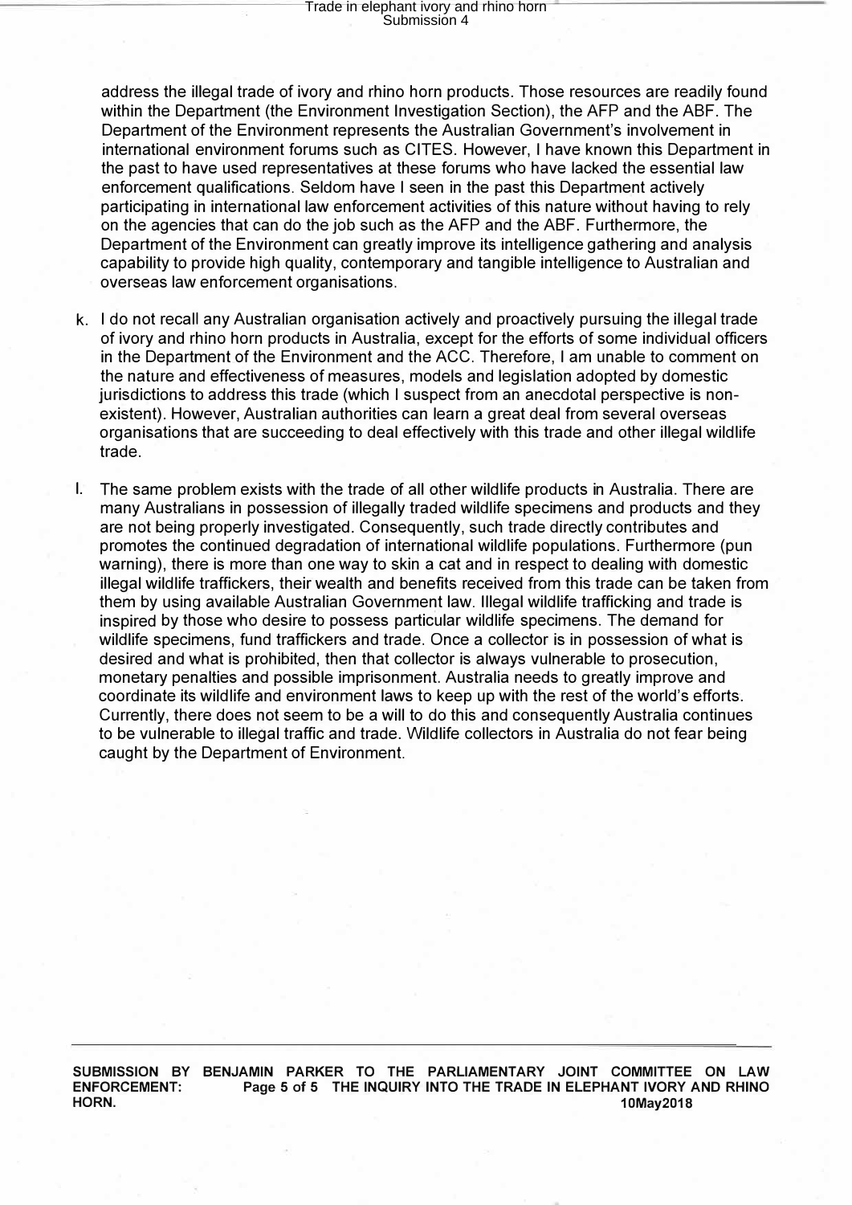address the illegal trade of ivory and rhino horn products. Those resources are readily found within the Department (the Environment Investigation Section), the AFP and the ABF. The Department of the Environment represents the Australian Government's involvement in international environment forums such as CITES. However, I have known this Department in the past to have used representatives at these forums who have lacked the essential law enforcement qualifications. Seldom have I seen in the past this Department actively participating in international law enforcement activities of this nature without having to rely on the agencies that can do the job such as the AFP and the ABF. Furthermore, the Department of the Environment can greatly improve its intelligence gathering and analysis capability to provide high quality, contemporary and tangible intelligence to Australian and overseas law enforcement organisations.

k. I do not recall any Australian organisation actively and proactively pursuing the illegal trade of ivory and rhino horn products in Australia, except for the efforts of some individual officers in the Department of the Environment and the ACC. Therefore, I am unable to comment on the nature and effectiveness of measures, models and legislation adopted by domestic jurisdictions to address this trade (which I suspect from an anecdotal perspective is non-existent). However, Australian authorities can learn a great deal from several overseas organisations that are succeeding to deal effectively with this trade and other illegal wildlife trade.

l. The same problem exists with the trade of all other wildlife products in Australia. There are many Australians in possession of illegally traded wildlife specimens and products and they are not being properly investigated. Consequently, such trade directly contributes and promotes the continued degradation of international wildlife populations. Furthermore (pun warning), there is more than one way to skin a cat and in respect to dealing with domestic illegal wildlife traffickers, their wealth and benefits received from this trade can be taken from them by using available Australian Government law. Illegal wildlife trafficking and trade is inspired by those who desire to possess particular wildlife specimens. The demand for wildlife specimens, fund traffickers and trade. Once a collector is in possession of what is desired and what is prohibited, then that collector is always vulnerable to prosecution, monetary penalties and possible imprisonment. Australia needs to greatly improve and coordinate its wildlife and environment laws to keep up with the rest of the world's efforts. Currently, there does not seem to be a will to do this and consequently Australia continues to be vulnerable to illegal traffic and trade. Wildlife collectors in Australia do not fear being caught by the Department of Environment.